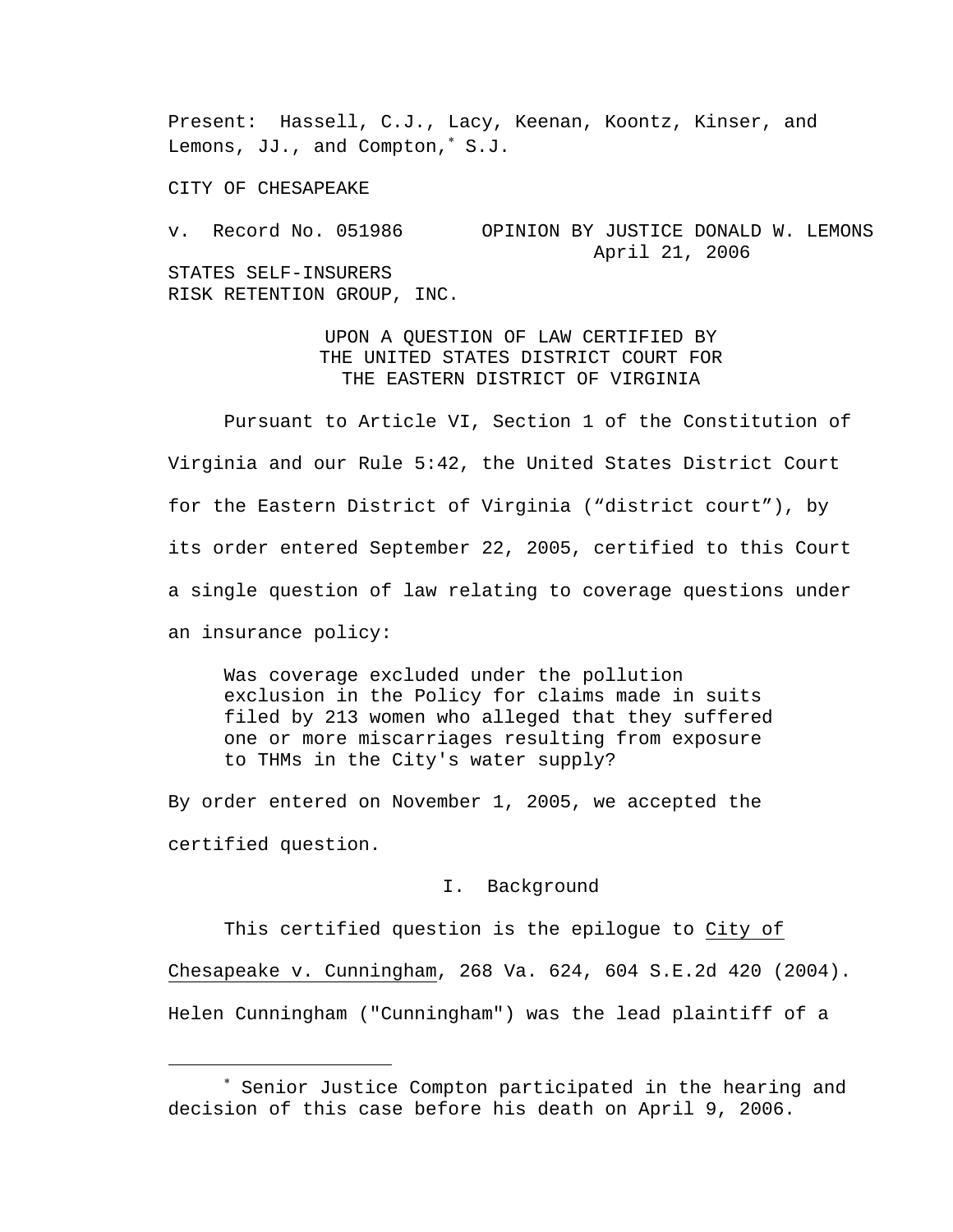Present: Hassell, C.J., Lacy, Keenan, Koontz, Kinser, and Lemons, JJ., and Compton,* S.J.

CITY OF CHESAPEAKE

v. Record No. 051986 OPINION BY JUSTICE DONALD W. LEMONS
April 21, 2006

STATES SELF-INSURERS
RISK RETENTION GROUP, INC.

UPON A QUESTION OF LAW CERTIFIED BY
THE UNITED STATES DISTRICT COURT FOR
THE EASTERN DISTRICT OF VIRGINIA

Pursuant to Article VI, Section 1 of the Constitution of Virginia and our Rule 5:42, the United States District Court for the Eastern District of Virginia ("district court"), by its order entered September 22, 2005, certified to this Court a single question of law relating to coverage questions under an insurance policy:

> Was coverage excluded under the pollution exclusion in the Policy for claims made in suits filed by 213 women who alleged that they suffered one or more miscarriages resulting from exposure to THMs in the City's water supply?

By order entered on November 1, 2005, we accepted the certified question.

## I. Background

This certified question is the epilogue to City of Chesapeake v. Cunningham, 268 Va. 624, 604 S.E.2d 420 (2004). Helen Cunningham ("Cunningham") was the lead plaintiff of a

---

* Senior Justice Compton participated in the hearing and decision of this case before his death on April 9, 2006.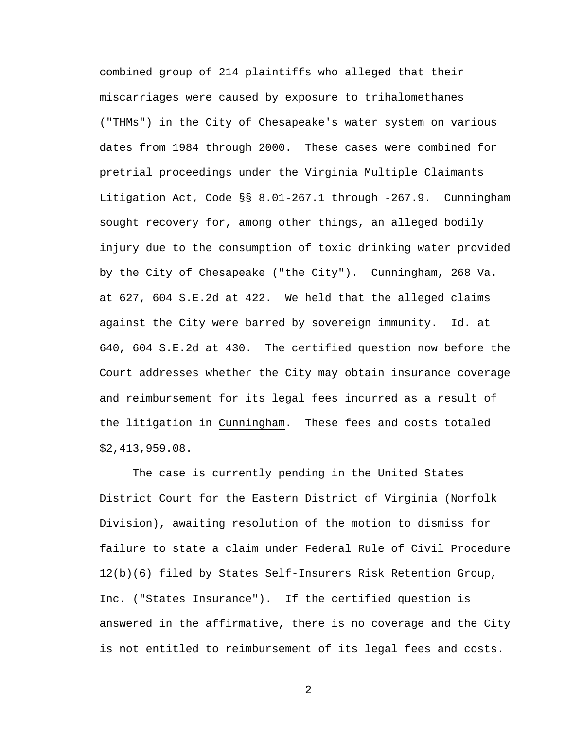combined group of 214 plaintiffs who alleged that their miscarriages were caused by exposure to trihalomethanes ("THMs") in the City of Chesapeake's water system on various dates from 1984 through 2000. These cases were combined for pretrial proceedings under the Virginia Multiple Claimants Litigation Act, Code §§ 8.01-267.1 through -267.9. Cunningham sought recovery for, among other things, an alleged bodily injury due to the consumption of toxic drinking water provided by the City of Chesapeake ("the City"). Cunningham, 268 Va. at 627, 604 S.E.2d at 422. We held that the alleged claims against the City were barred by sovereign immunity. Id. at 640, 604 S.E.2d at 430. The certified question now before the Court addresses whether the City may obtain insurance coverage and reimbursement for its legal fees incurred as a result of the litigation in Cunningham. These fees and costs totaled $2,413,959.08.

The case is currently pending in the United States District Court for the Eastern District of Virginia (Norfolk Division), awaiting resolution of the motion to dismiss for failure to state a claim under Federal Rule of Civil Procedure 12(b)(6) filed by States Self-Insurers Risk Retention Group, Inc. ("States Insurance"). If the certified question is answered in the affirmative, there is no coverage and the City is not entitled to reimbursement of its legal fees and costs.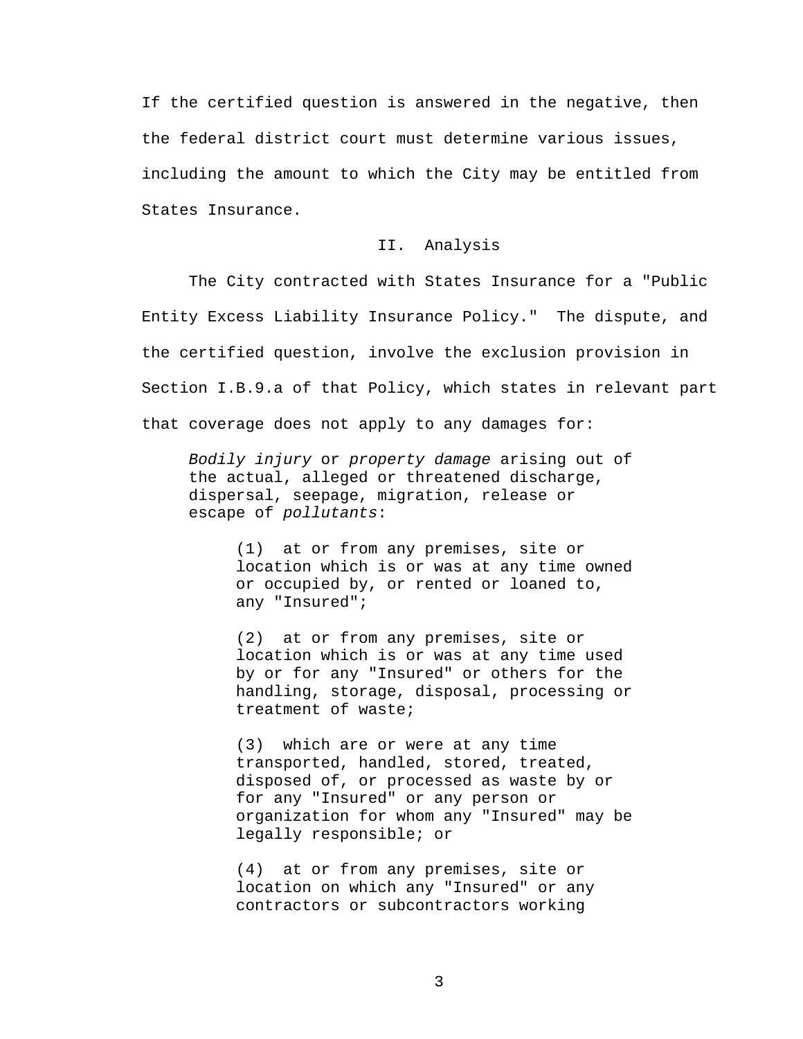If the certified question is answered in the negative, then the federal district court must determine various issues, including the amount to which the City may be entitled from States Insurance.

## II. Analysis

The City contracted with States Insurance for a "Public Entity Excess Liability Insurance Policy." The dispute, and the certified question, involve the exclusion provision in Section I.B.9.a of that Policy, which states in relevant part that coverage does not apply to any damages for:

> *Bodily injury* or *property damage* arising out of the actual, alleged or threatened discharge, dispersal, seepage, migration, release or escape of *pollutants*:
>
> > (1) at or from any premises, site or location which is or was at any time owned or occupied by, or rented or loaned to, any "Insured";
> >
> > (2) at or from any premises, site or location which is or was at any time used by or for any "Insured" or others for the handling, storage, disposal, processing or treatment of waste;
> >
> > (3) which are or were at any time transported, handled, stored, treated, disposed of, or processed as waste by or for any "Insured" or any person or organization for whom any "Insured" may be legally responsible; or
> >
> > (4) at or from any premises, site or location on which any "Insured" or any contractors or subcontractors working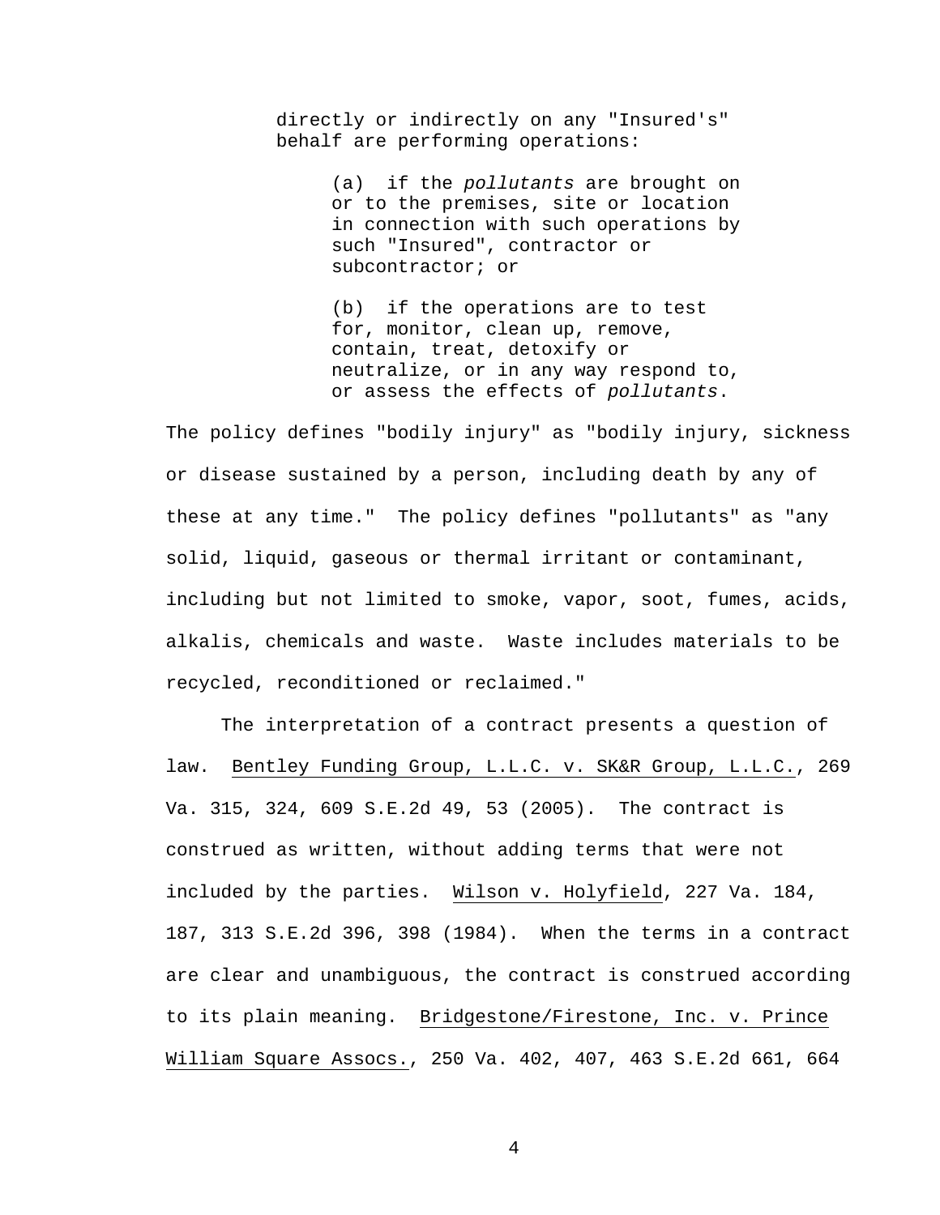directly or indirectly on any "Insured's" behalf are performing operations:

> (a) if the *pollutants* are brought on or to the premises, site or location in connection with such operations by such "Insured", contractor or subcontractor; or
>
> (b) if the operations are to test for, monitor, clean up, remove, contain, treat, detoxify or neutralize, or in any way respond to, or assess the effects of *pollutants*.

The policy defines "bodily injury" as "bodily injury, sickness or disease sustained by a person, including death by any of these at any time." The policy defines "pollutants" as "any solid, liquid, gaseous or thermal irritant or contaminant, including but not limited to smoke, vapor, soot, fumes, acids, alkalis, chemicals and waste. Waste includes materials to be recycled, reconditioned or reclaimed."

The interpretation of a contract presents a question of law. Bentley Funding Group, L.L.C. v. SK&R Group, L.L.C., 269 Va. 315, 324, 609 S.E.2d 49, 53 (2005). The contract is construed as written, without adding terms that were not included by the parties. Wilson v. Holyfield, 227 Va. 184, 187, 313 S.E.2d 396, 398 (1984). When the terms in a contract are clear and unambiguous, the contract is construed according to its plain meaning. Bridgestone/Firestone, Inc. v. Prince William Square Assocs., 250 Va. 402, 407, 463 S.E.2d 661, 664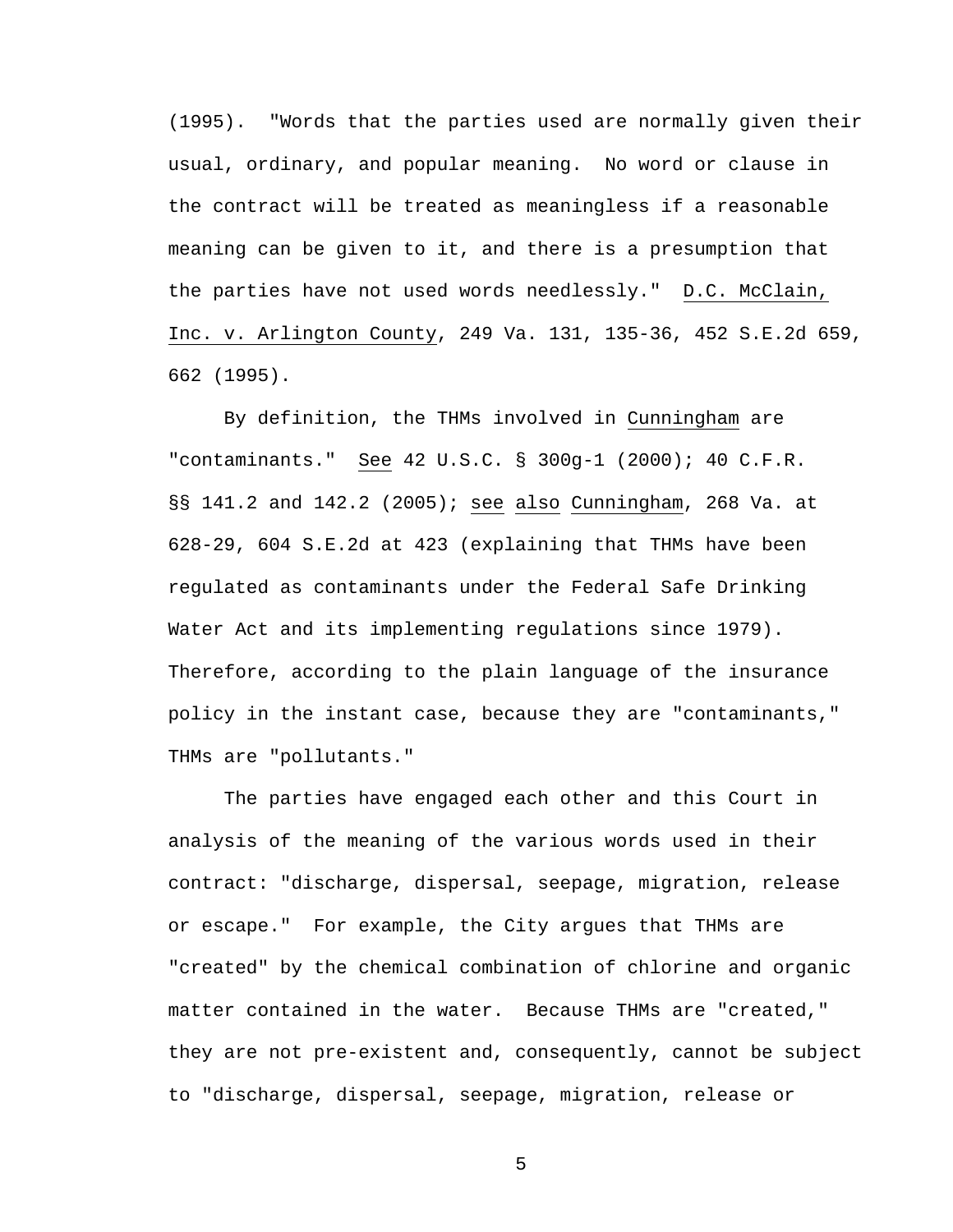(1995). "Words that the parties used are normally given their usual, ordinary, and popular meaning. No word or clause in the contract will be treated as meaningless if a reasonable meaning can be given to it, and there is a presumption that the parties have not used words needlessly." D.C. McClain, Inc. v. Arlington County, 249 Va. 131, 135-36, 452 S.E.2d 659, 662 (1995).

By definition, the THMs involved in Cunningham are "contaminants." See 42 U.S.C. § 300g-1 (2000); 40 C.F.R. §§ 141.2 and 142.2 (2005); see also Cunningham, 268 Va. at 628-29, 604 S.E.2d at 423 (explaining that THMs have been regulated as contaminants under the Federal Safe Drinking Water Act and its implementing regulations since 1979). Therefore, according to the plain language of the insurance policy in the instant case, because they are "contaminants," THMs are "pollutants."

The parties have engaged each other and this Court in analysis of the meaning of the various words used in their contract: "discharge, dispersal, seepage, migration, release or escape." For example, the City argues that THMs are "created" by the chemical combination of chlorine and organic matter contained in the water. Because THMs are "created," they are not pre-existent and, consequently, cannot be subject to "discharge, dispersal, seepage, migration, release or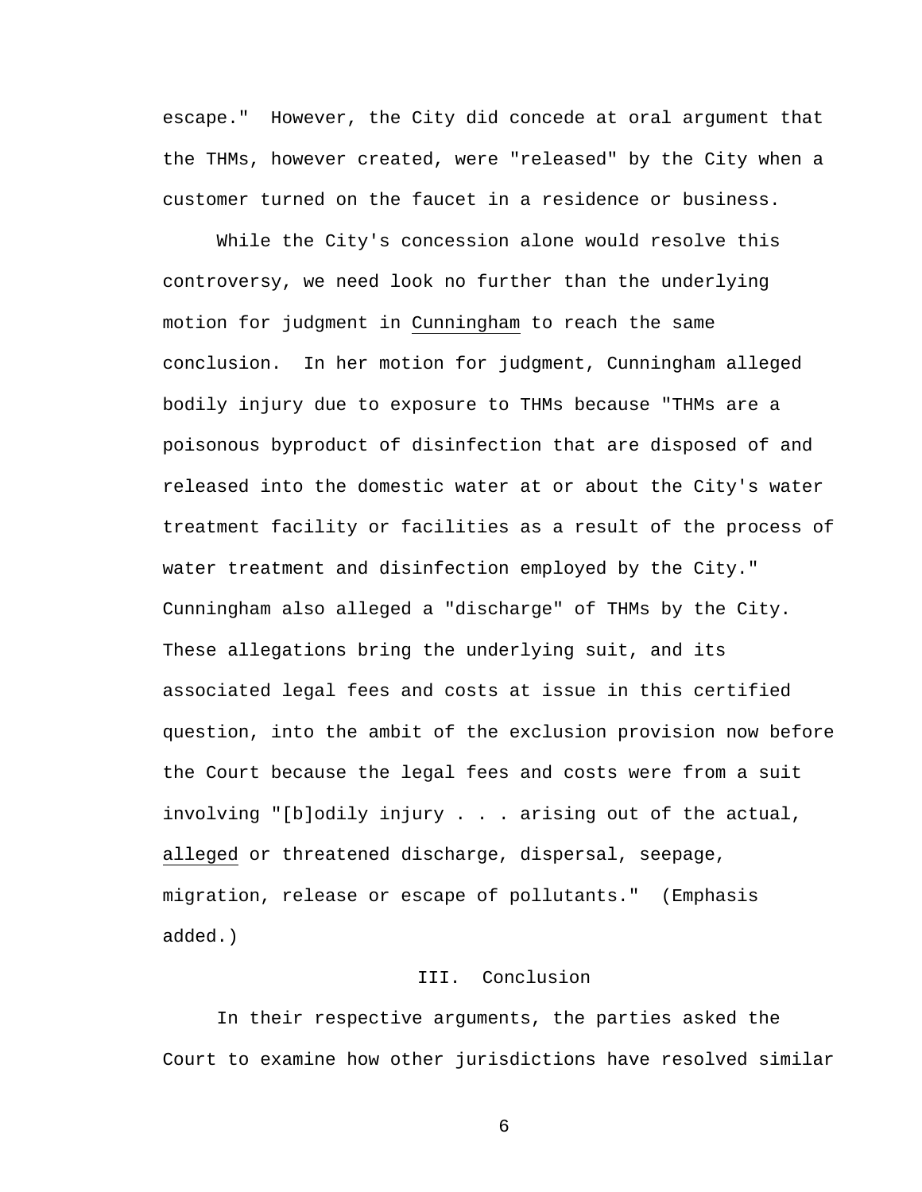escape." However, the City did concede at oral argument that the THMs, however created, were "released" by the City when a customer turned on the faucet in a residence or business.

While the City's concession alone would resolve this controversy, we need look no further than the underlying motion for judgment in Cunningham to reach the same conclusion. In her motion for judgment, Cunningham alleged bodily injury due to exposure to THMs because "THMs are a poisonous byproduct of disinfection that are disposed of and released into the domestic water at or about the City's water treatment facility or facilities as a result of the process of water treatment and disinfection employed by the City." Cunningham also alleged a "discharge" of THMs by the City. These allegations bring the underlying suit, and its associated legal fees and costs at issue in this certified question, into the ambit of the exclusion provision now before the Court because the legal fees and costs were from a suit involving "[b]odily injury . . . arising out of the actual, alleged or threatened discharge, dispersal, seepage, migration, release or escape of pollutants." (Emphasis added.)

## III. Conclusion

In their respective arguments, the parties asked the Court to examine how other jurisdictions have resolved similar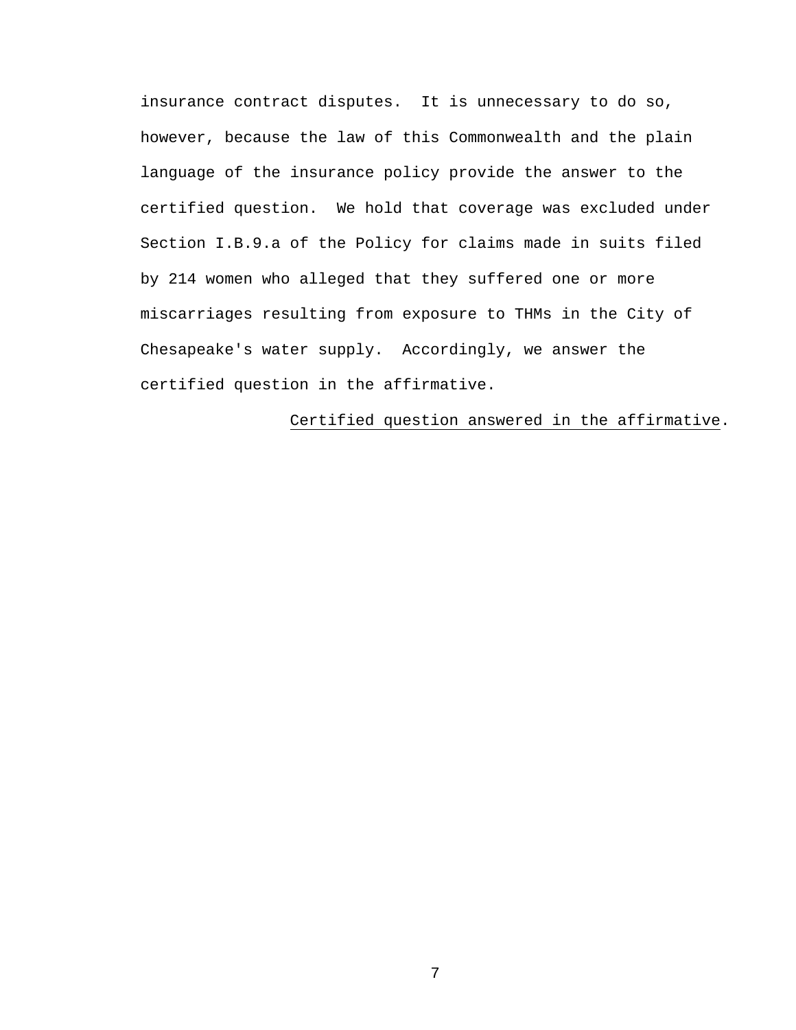insurance contract disputes. It is unnecessary to do so, however, because the law of this Commonwealth and the plain language of the insurance policy provide the answer to the certified question. We hold that coverage was excluded under Section I.B.9.a of the Policy for claims made in suits filed by 214 women who alleged that they suffered one or more miscarriages resulting from exposure to THMs in the City of Chesapeake's water supply. Accordingly, we answer the certified question in the affirmative.

Certified question answered in the affirmative.